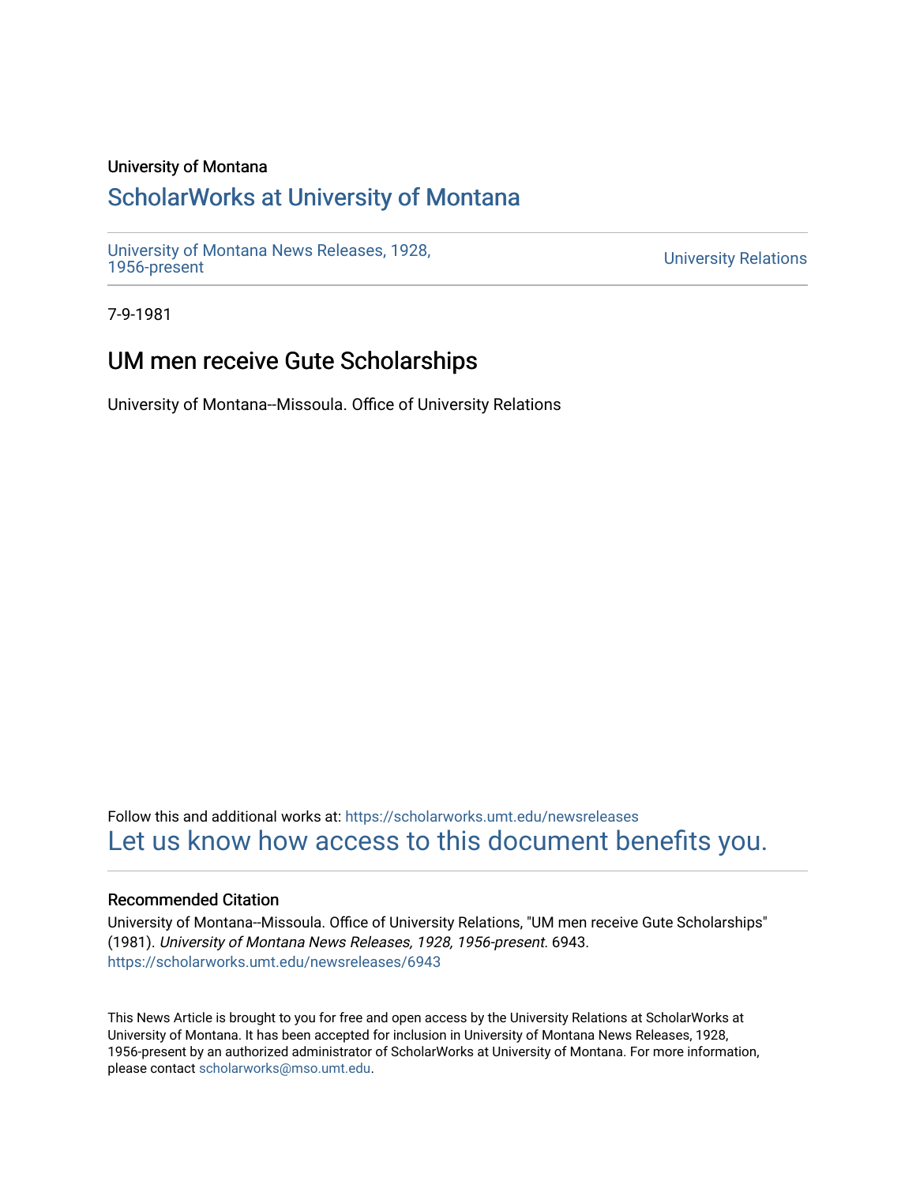University of Montana

# ScholarWorks at University of Montana

University of Montana News Releases, 1928, 1956-present

University Relations

7-9-1981

## UM men receive Gute Scholarships

University of Montana--Missoula. Office of University Relations

Follow this and additional works at: https://scholarworks.umt.edu/newsreleases

Let us know how access to this document benefits you.

### Recommended Citation

University of Montana--Missoula. Office of University Relations, "UM men receive Gute Scholarships" (1981). *University of Montana News Releases, 1928, 1956-present*. 6943.
https://scholarworks.umt.edu/newsreleases/6943

This News Article is brought to you for free and open access by the University Relations at ScholarWorks at University of Montana. It has been accepted for inclusion in University of Montana News Releases, 1928, 1956-present by an authorized administrator of ScholarWorks at University of Montana. For more information, please contact scholarworks@mso.umt.edu.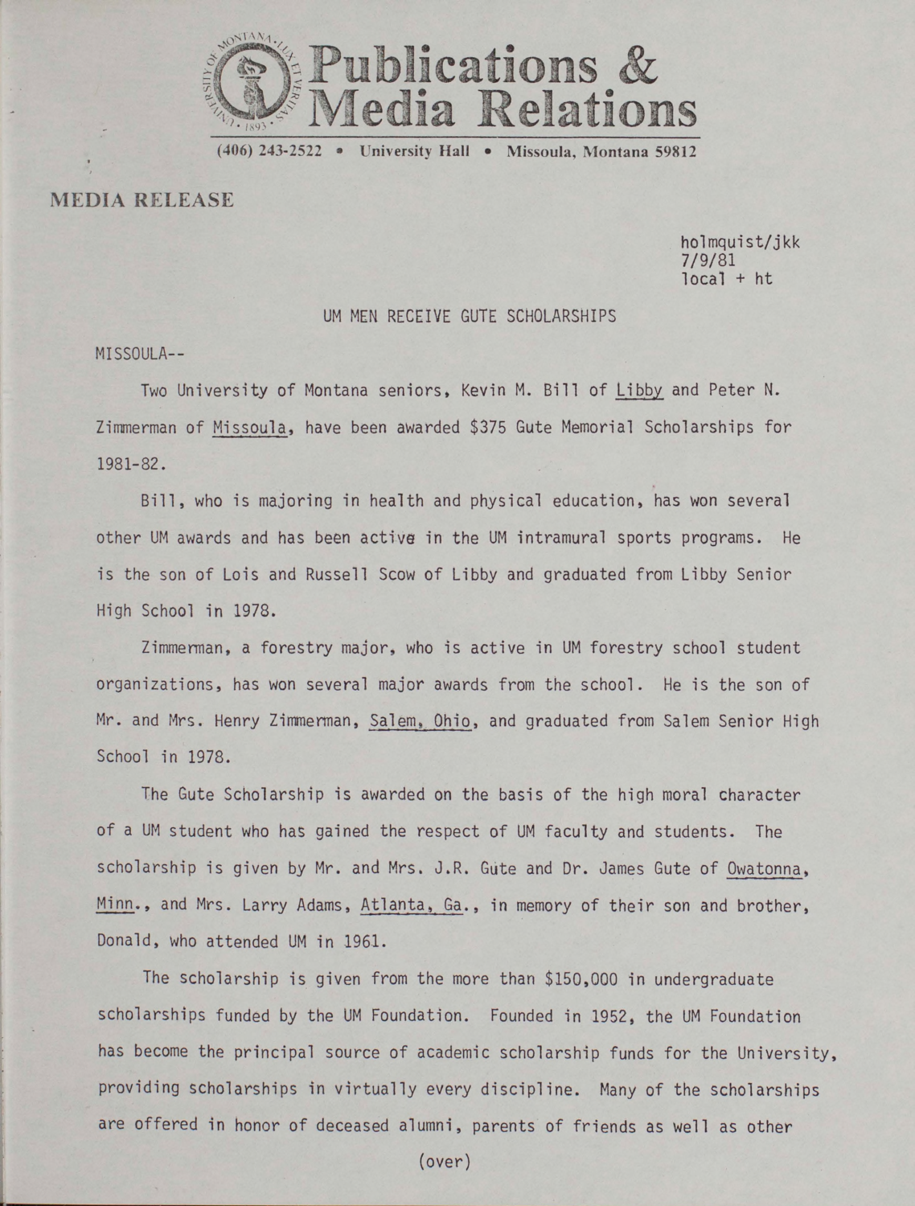# Publications & Media Relations

(406) 243-2522 • University Hall • Missoula, Montana 59812

## MEDIA RELEASE

holmquist/jkk
7/9/81
local + ht

UM MEN RECEIVE GUTE SCHOLARSHIPS

MISSOULA--

Two University of Montana seniors, Kevin M. Bill of Libby and Peter N. Zimmerman of Missoula, have been awarded $375 Gute Memorial Scholarships for 1981-82.

Bill, who is majoring in health and physical education, has won several other UM awards and has been active in the UM intramural sports programs. He is the son of Lois and Russell Scow of Libby and graduated from Libby Senior High School in 1978.

Zimmerman, a forestry major, who is active in UM forestry school student organizations, has won several major awards from the school. He is the son of Mr. and Mrs. Henry Zimmerman, Salem, Ohio, and graduated from Salem Senior High School in 1978.

The Gute Scholarship is awarded on the basis of the high moral character of a UM student who has gained the respect of UM faculty and students. The scholarship is given by Mr. and Mrs. J.R. Gute and Dr. James Gute of Owatonna, Minn., and Mrs. Larry Adams, Atlanta, Ga., in memory of their son and brother, Donald, who attended UM in 1961.

The scholarship is given from the more than $150,000 in undergraduate scholarships funded by the UM Foundation. Founded in 1952, the UM Foundation has become the principal source of academic scholarship funds for the University, providing scholarships in virtually every discipline. Many of the scholarships are offered in honor of deceased alumni, parents of friends as well as other

(over)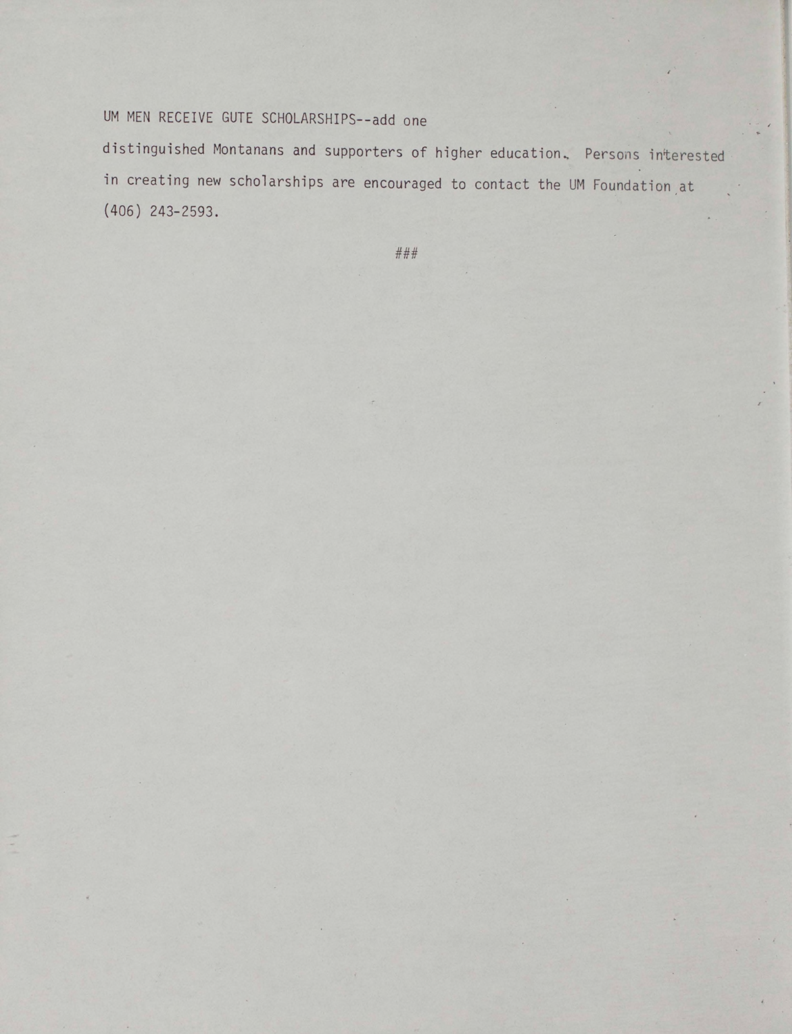UM MEN RECEIVE GUTE SCHOLARSHIPS--add one

distinguished Montanans and supporters of higher education. Persons interested in creating new scholarships are encouraged to contact the UM Foundation at (406) 243-2593.

###